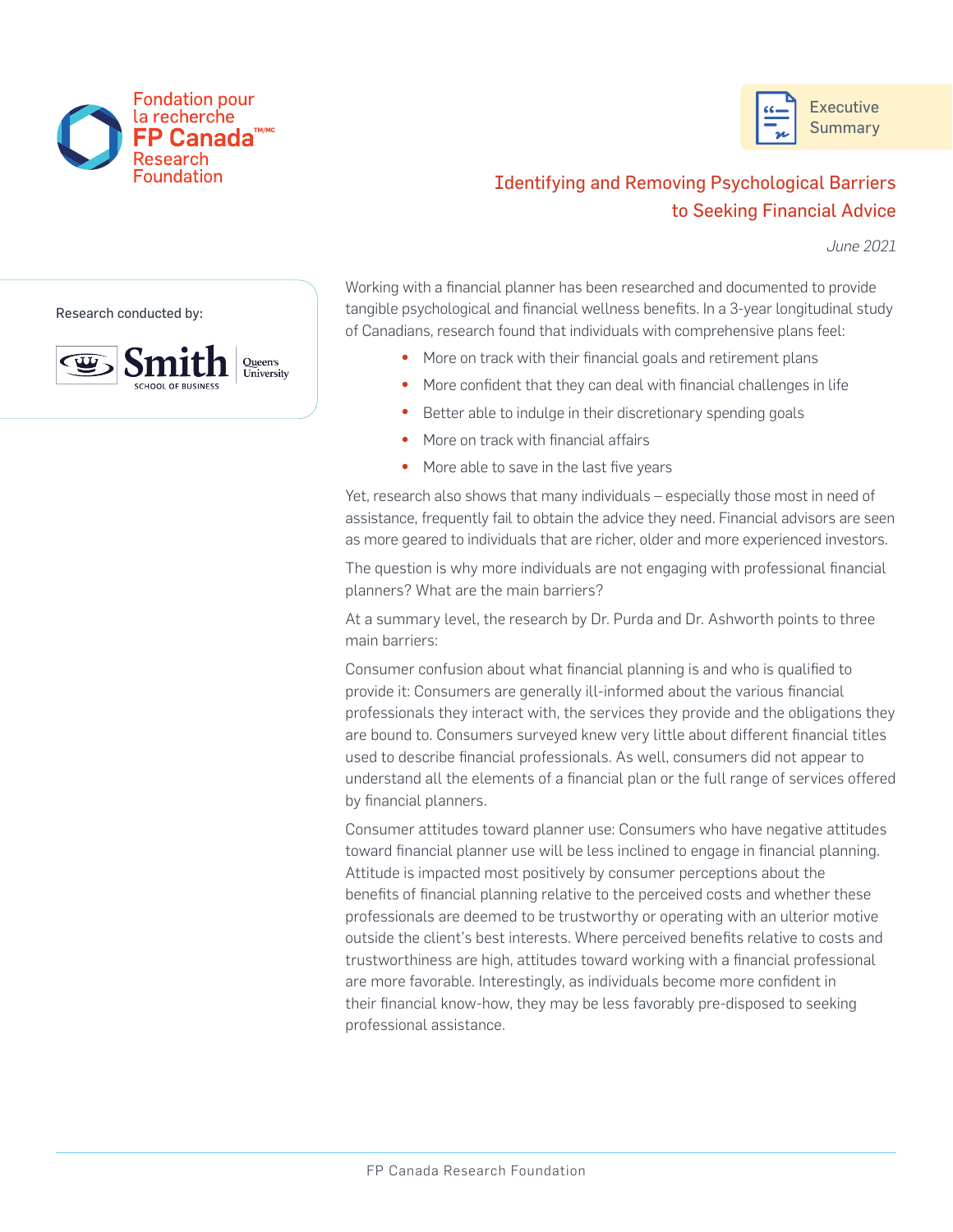Fondation pour la recherche FP Canada™/MC Research Foundation

Executive Summary

# Identifying and Removing Psychological Barriers to Seeking Financial Advice

*June 2021*

Research conducted by:

Smith School of Business, Queen's University

Working with a financial planner has been researched and documented to provide tangible psychological and financial wellness benefits. In a 3-year longitudinal study of Canadians, research found that individuals with comprehensive plans feel:

- More on track with their financial goals and retirement plans
- More confident that they can deal with financial challenges in life
- Better able to indulge in their discretionary spending goals
- More on track with financial affairs
- More able to save in the last five years

Yet, research also shows that many individuals – especially those most in need of assistance, frequently fail to obtain the advice they need. Financial advisors are seen as more geared to individuals that are richer, older and more experienced investors.

The question is why more individuals are not engaging with professional financial planners? What are the main barriers?

At a summary level, the research by Dr. Purda and Dr. Ashworth points to three main barriers:

Consumer confusion about what financial planning is and who is qualified to provide it: Consumers are generally ill-informed about the various financial professionals they interact with, the services they provide and the obligations they are bound to. Consumers surveyed knew very little about different financial titles used to describe financial professionals. As well, consumers did not appear to understand all the elements of a financial plan or the full range of services offered by financial planners.

Consumer attitudes toward planner use: Consumers who have negative attitudes toward financial planner use will be less inclined to engage in financial planning. Attitude is impacted most positively by consumer perceptions about the benefits of financial planning relative to the perceived costs and whether these professionals are deemed to be trustworthy or operating with an ulterior motive outside the client's best interests. Where perceived benefits relative to costs and trustworthiness are high, attitudes toward working with a financial professional are more favorable. Interestingly, as individuals become more confident in their financial know-how, they may be less favorably pre-disposed to seeking professional assistance.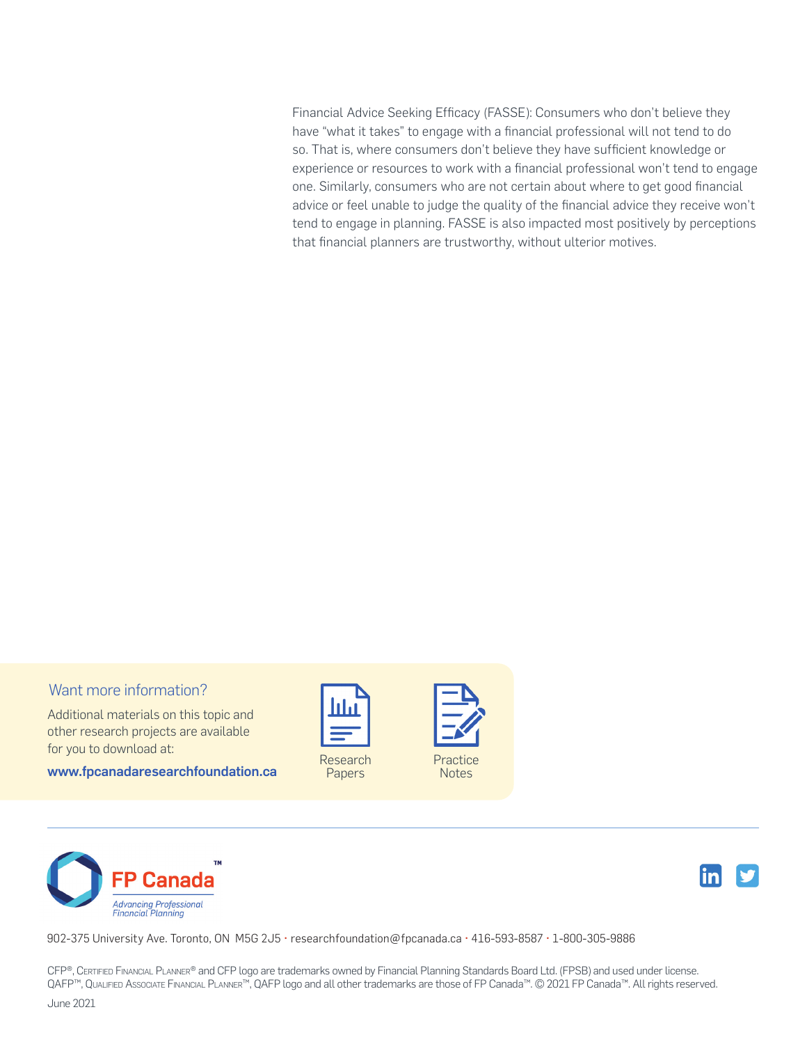Financial Advice Seeking Efficacy (FASSE): Consumers who don't believe they have "what it takes" to engage with a financial professional will not tend to do so. That is, where consumers don't believe they have sufficient knowledge or experience or resources to work with a financial professional won't tend to engage one. Similarly, consumers who are not certain about where to get good financial advice or feel unable to judge the quality of the financial advice they receive won't tend to engage in planning. FASSE is also impacted most positively by perceptions that financial planners are trustworthy, without ulterior motives.

## Want more information?

Additional materials on this topic and other research projects are available for you to download at:

**www.fpcanadaresearchfoundation.ca**

Research Papers

Practice Notes

FP Canada™

*Advancing Professional Financial Planning*

902-375 University Ave. Toronto, ON M5G 2J5 · researchfoundation@fpcanada.ca · 416-593-8587 · 1-800-305-9886

CFP®, CERTIFIED FINANCIAL PLANNER® and CFP logo are trademarks owned by Financial Planning Standards Board Ltd. (FPSB) and used under license. QAFP™, QUALIFIED ASSOCIATE FINANCIAL PLANNER™, QAFP logo and all other trademarks are those of FP Canada™. © 2021 FP Canada™. All rights reserved.

June 2021